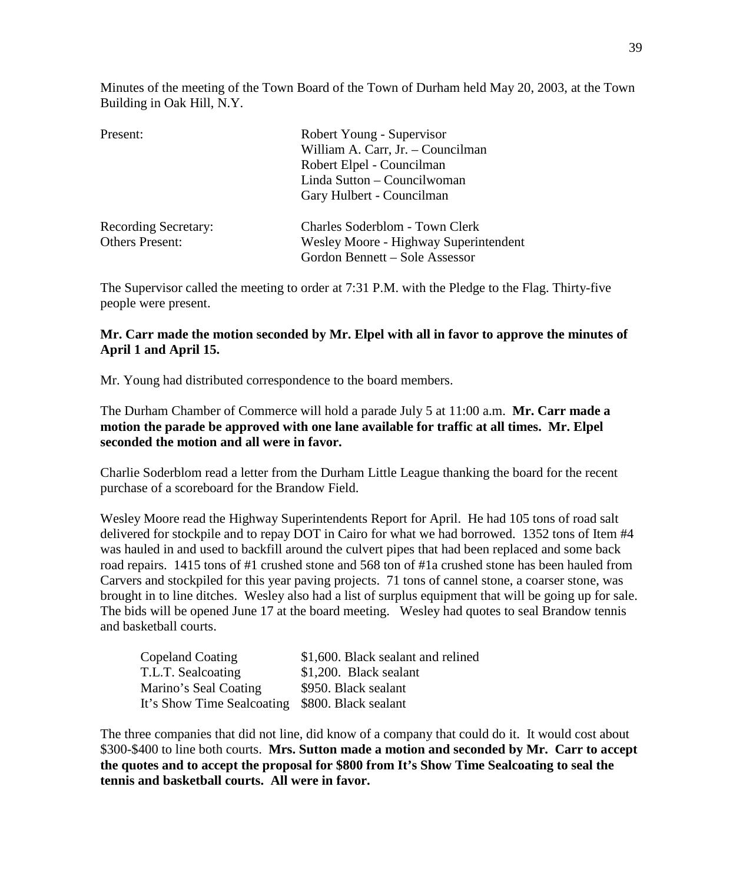Minutes of the meeting of the Town Board of the Town of Durham held May 20, 2003, at the Town Building in Oak Hill, N.Y.

| | |
|---|---|
| Present: | Robert Young - Supervisor |
| | William A. Carr, Jr. – Councilman |
| | Robert Elpel - Councilman |
| | Linda Sutton – Councilwoman |
| | Gary Hulbert - Councilman |
| Recording Secretary: | Charles Soderblom - Town Clerk |
| Others Present: | Wesley Moore - Highway Superintendent |
| | Gordon Bennett – Sole Assessor |

The Supervisor called the meeting to order at 7:31 P.M. with the Pledge to the Flag. Thirty-five people were present.

**Mr. Carr made the motion seconded by Mr. Elpel with all in favor to approve the minutes of April 1 and April 15.**

Mr. Young had distributed correspondence to the board members.

The Durham Chamber of Commerce will hold a parade July 5 at 11:00 a.m. **Mr. Carr made a motion the parade be approved with one lane available for traffic at all times. Mr. Elpel seconded the motion and all were in favor.**

Charlie Soderblom read a letter from the Durham Little League thanking the board for the recent purchase of a scoreboard for the Brandow Field.

Wesley Moore read the Highway Superintendents Report for April. He had 105 tons of road salt delivered for stockpile and to repay DOT in Cairo for what we had borrowed. 1352 tons of Item #4 was hauled in and used to backfill around the culvert pipes that had been replaced and some back road repairs. 1415 tons of #1 crushed stone and 568 ton of #1a crushed stone has been hauled from Carvers and stockpiled for this year paving projects. 71 tons of cannel stone, a coarser stone, was brought in to line ditches. Wesley also had a list of surplus equipment that will be going up for sale. The bids will be opened June 17 at the board meeting. Wesley had quotes to seal Brandow tennis and basketball courts.

| | |
|---|---|
| Copeland Coating | $1,600. Black sealant and relined |
| T.L.T. Sealcoating | $1,200. Black sealant |
| Marino's Seal Coating | $950. Black sealant |
| It's Show Time Sealcoating | $800. Black sealant |

The three companies that did not line, did know of a company that could do it. It would cost about $300-$400 to line both courts. **Mrs. Sutton made a motion and seconded by Mr. Carr to accept the quotes and to accept the proposal for $800 from It's Show Time Sealcoating to seal the tennis and basketball courts. All were in favor.**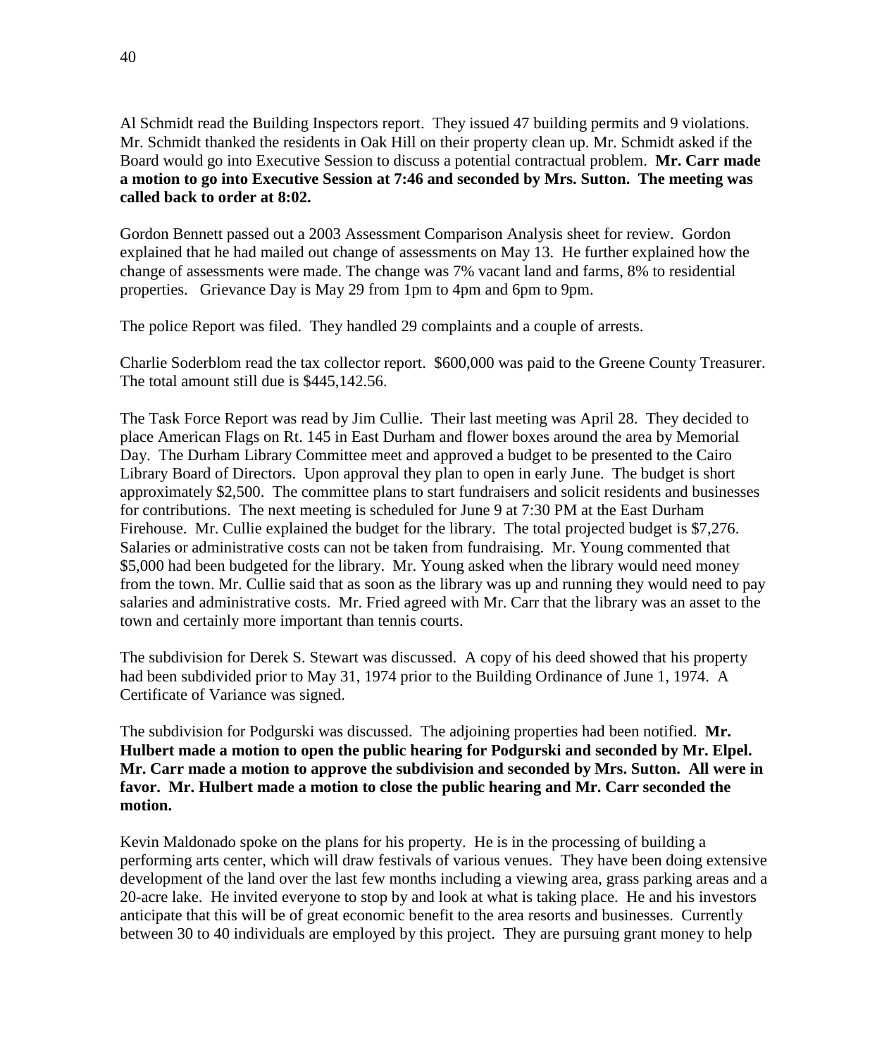Al Schmidt read the Building Inspectors report. They issued 47 building permits and 9 violations. Mr. Schmidt thanked the residents in Oak Hill on their property clean up. Mr. Schmidt asked if the Board would go into Executive Session to discuss a potential contractual problem. **Mr. Carr made a motion to go into Executive Session at 7:46 and seconded by Mrs. Sutton. The meeting was called back to order at 8:02.**

Gordon Bennett passed out a 2003 Assessment Comparison Analysis sheet for review. Gordon explained that he had mailed out change of assessments on May 13. He further explained how the change of assessments were made. The change was 7% vacant land and farms, 8% to residential properties. Grievance Day is May 29 from 1pm to 4pm and 6pm to 9pm.

The police Report was filed. They handled 29 complaints and a couple of arrests.

Charlie Soderblom read the tax collector report. $600,000 was paid to the Greene County Treasurer. The total amount still due is $445,142.56.

The Task Force Report was read by Jim Cullie. Their last meeting was April 28. They decided to place American Flags on Rt. 145 in East Durham and flower boxes around the area by Memorial Day. The Durham Library Committee meet and approved a budget to be presented to the Cairo Library Board of Directors. Upon approval they plan to open in early June. The budget is short approximately $2,500. The committee plans to start fundraisers and solicit residents and businesses for contributions. The next meeting is scheduled for June 9 at 7:30 PM at the East Durham Firehouse. Mr. Cullie explained the budget for the library. The total projected budget is $7,276. Salaries or administrative costs can not be taken from fundraising. Mr. Young commented that $5,000 had been budgeted for the library. Mr. Young asked when the library would need money from the town. Mr. Cullie said that as soon as the library was up and running they would need to pay salaries and administrative costs. Mr. Fried agreed with Mr. Carr that the library was an asset to the town and certainly more important than tennis courts.

The subdivision for Derek S. Stewart was discussed. A copy of his deed showed that his property had been subdivided prior to May 31, 1974 prior to the Building Ordinance of June 1, 1974. A Certificate of Variance was signed.

The subdivision for Podgurski was discussed. The adjoining properties had been notified. **Mr. Hulbert made a motion to open the public hearing for Podgurski and seconded by Mr. Elpel. Mr. Carr made a motion to approve the subdivision and seconded by Mrs. Sutton. All were in favor. Mr. Hulbert made a motion to close the public hearing and Mr. Carr seconded the motion.**

Kevin Maldonado spoke on the plans for his property. He is in the processing of building a performing arts center, which will draw festivals of various venues. They have been doing extensive development of the land over the last few months including a viewing area, grass parking areas and a 20-acre lake. He invited everyone to stop by and look at what is taking place. He and his investors anticipate that this will be of great economic benefit to the area resorts and businesses. Currently between 30 to 40 individuals are employed by this project. They are pursuing grant money to help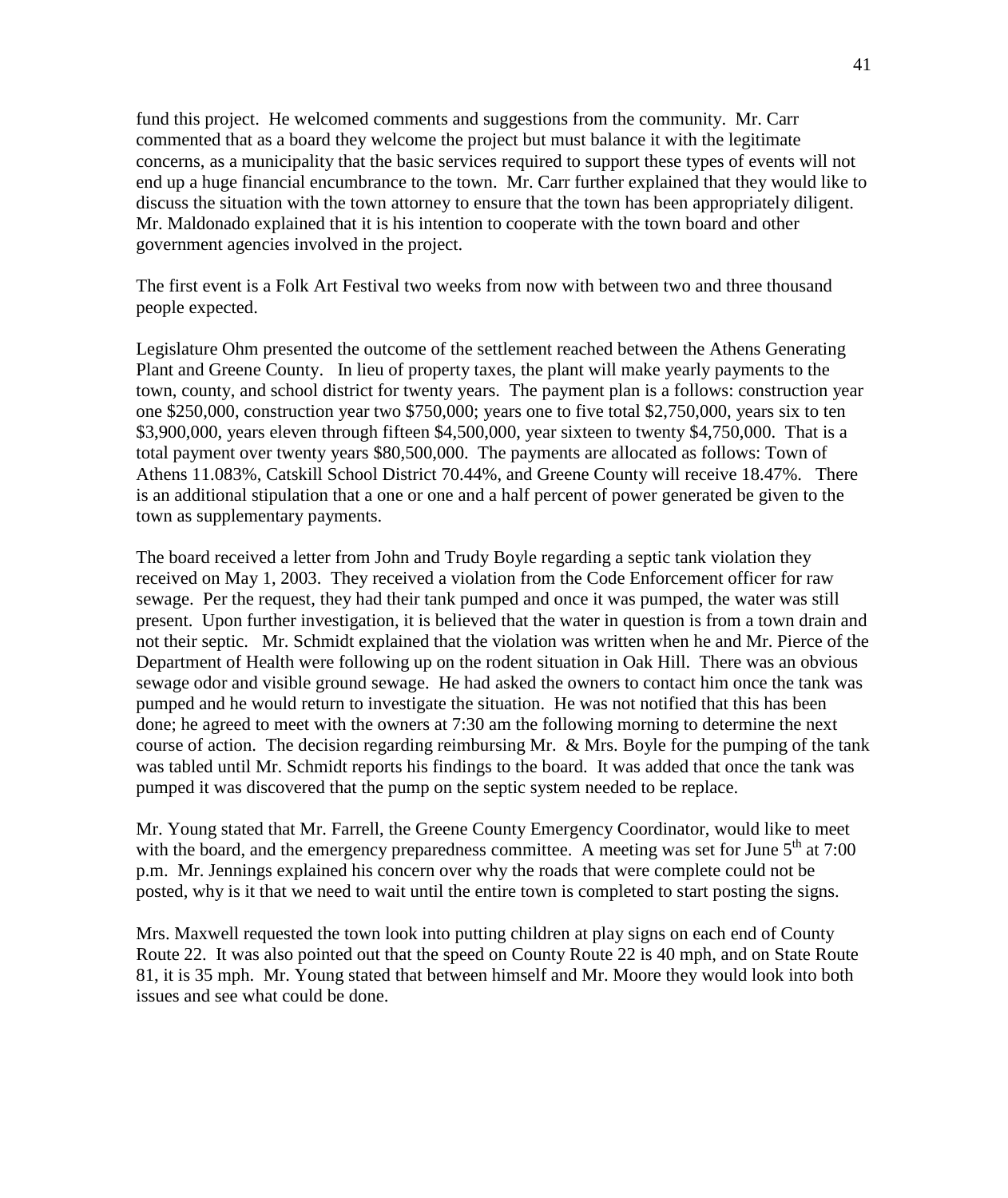fund this project. He welcomed comments and suggestions from the community. Mr. Carr commented that as a board they welcome the project but must balance it with the legitimate concerns, as a municipality that the basic services required to support these types of events will not end up a huge financial encumbrance to the town. Mr. Carr further explained that they would like to discuss the situation with the town attorney to ensure that the town has been appropriately diligent. Mr. Maldonado explained that it is his intention to cooperate with the town board and other government agencies involved in the project.

The first event is a Folk Art Festival two weeks from now with between two and three thousand people expected.

Legislature Ohm presented the outcome of the settlement reached between the Athens Generating Plant and Greene County. In lieu of property taxes, the plant will make yearly payments to the town, county, and school district for twenty years. The payment plan is a follows: construction year one $250,000, construction year two $750,000; years one to five total $2,750,000, years six to ten $3,900,000, years eleven through fifteen $4,500,000, year sixteen to twenty $4,750,000. That is a total payment over twenty years $80,500,000. The payments are allocated as follows: Town of Athens 11.083%, Catskill School District 70.44%, and Greene County will receive 18.47%. There is an additional stipulation that a one or one and a half percent of power generated be given to the town as supplementary payments.

The board received a letter from John and Trudy Boyle regarding a septic tank violation they received on May 1, 2003. They received a violation from the Code Enforcement officer for raw sewage. Per the request, they had their tank pumped and once it was pumped, the water was still present. Upon further investigation, it is believed that the water in question is from a town drain and not their septic. Mr. Schmidt explained that the violation was written when he and Mr. Pierce of the Department of Health were following up on the rodent situation in Oak Hill. There was an obvious sewage odor and visible ground sewage. He had asked the owners to contact him once the tank was pumped and he would return to investigate the situation. He was not notified that this has been done; he agreed to meet with the owners at 7:30 am the following morning to determine the next course of action. The decision regarding reimbursing Mr. & Mrs. Boyle for the pumping of the tank was tabled until Mr. Schmidt reports his findings to the board. It was added that once the tank was pumped it was discovered that the pump on the septic system needed to be replace.

Mr. Young stated that Mr. Farrell, the Greene County Emergency Coordinator, would like to meet with the board, and the emergency preparedness committee. A meeting was set for June 5th at 7:00 p.m. Mr. Jennings explained his concern over why the roads that were complete could not be posted, why is it that we need to wait until the entire town is completed to start posting the signs.

Mrs. Maxwell requested the town look into putting children at play signs on each end of County Route 22. It was also pointed out that the speed on County Route 22 is 40 mph, and on State Route 81, it is 35 mph. Mr. Young stated that between himself and Mr. Moore they would look into both issues and see what could be done.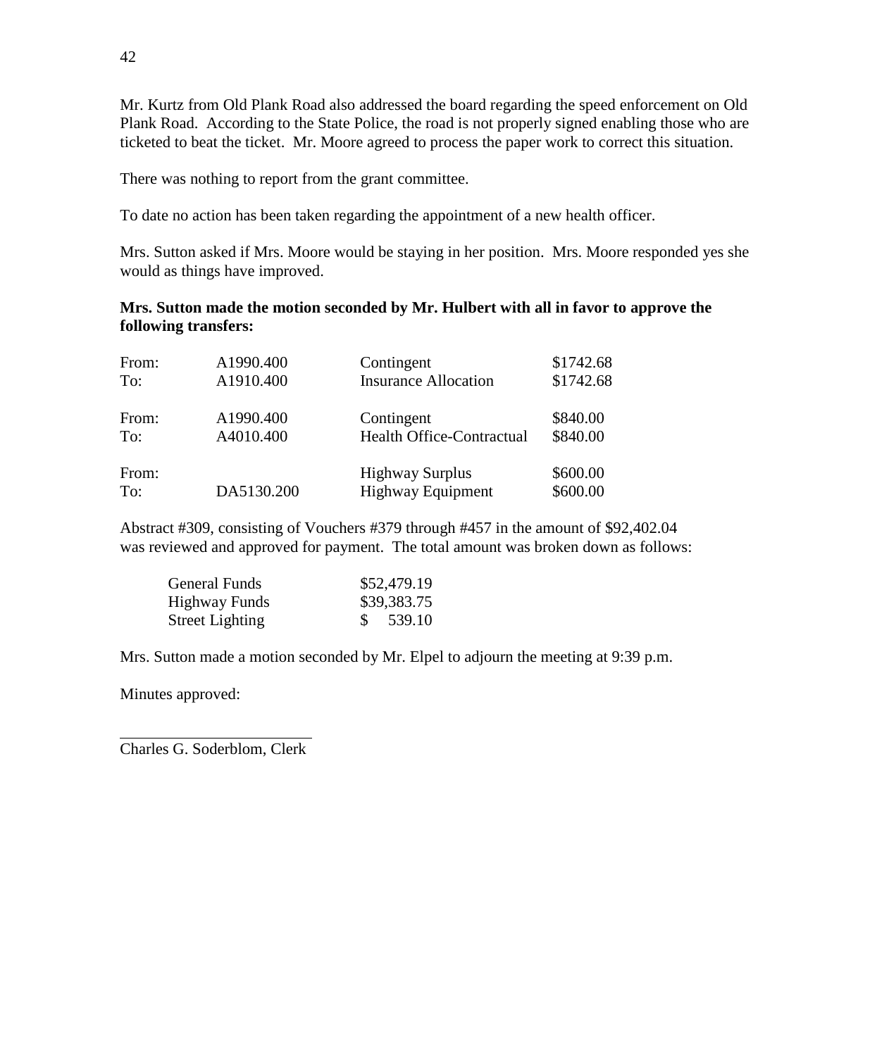Mr. Kurtz from Old Plank Road also addressed the board regarding the speed enforcement on Old Plank Road. According to the State Police, the road is not properly signed enabling those who are ticketed to beat the ticket. Mr. Moore agreed to process the paper work to correct this situation.

There was nothing to report from the grant committee.

To date no action has been taken regarding the appointment of a new health officer.

Mrs. Sutton asked if Mrs. Moore would be staying in her position. Mrs. Moore responded yes she would as things have improved.

**Mrs. Sutton made the motion seconded by Mr. Hulbert with all in favor to approve the following transfers:**

| | | | |
|---|---|---|---|
| From: | A1990.400 | Contingent | $1742.68 |
| To: | A1910.400 | Insurance Allocation | $1742.68 |
| From: | A1990.400 | Contingent | $840.00 |
| To: | A4010.400 | Health Office-Contractual | $840.00 |
| From: | | Highway Surplus | $600.00 |
| To: | DA5130.200 | Highway Equipment | $600.00 |

Abstract #309, consisting of Vouchers #379 through #457 in the amount of $92,402.04 was reviewed and approved for payment. The total amount was broken down as follows:

| | |
|---|---|
| General Funds | $52,479.19 |
| Highway Funds | $39,383.75 |
| Street Lighting | $ 539.10 |

Mrs. Sutton made a motion seconded by Mr. Elpel to adjourn the meeting at 9:39 p.m.

Minutes approved:

\_\_\_\_\_\_\_\_\_\_\_\_\_\_\_\_\_\_\_\_\_\_\_\_\_\_\_\_

Charles G. Soderblom, Clerk